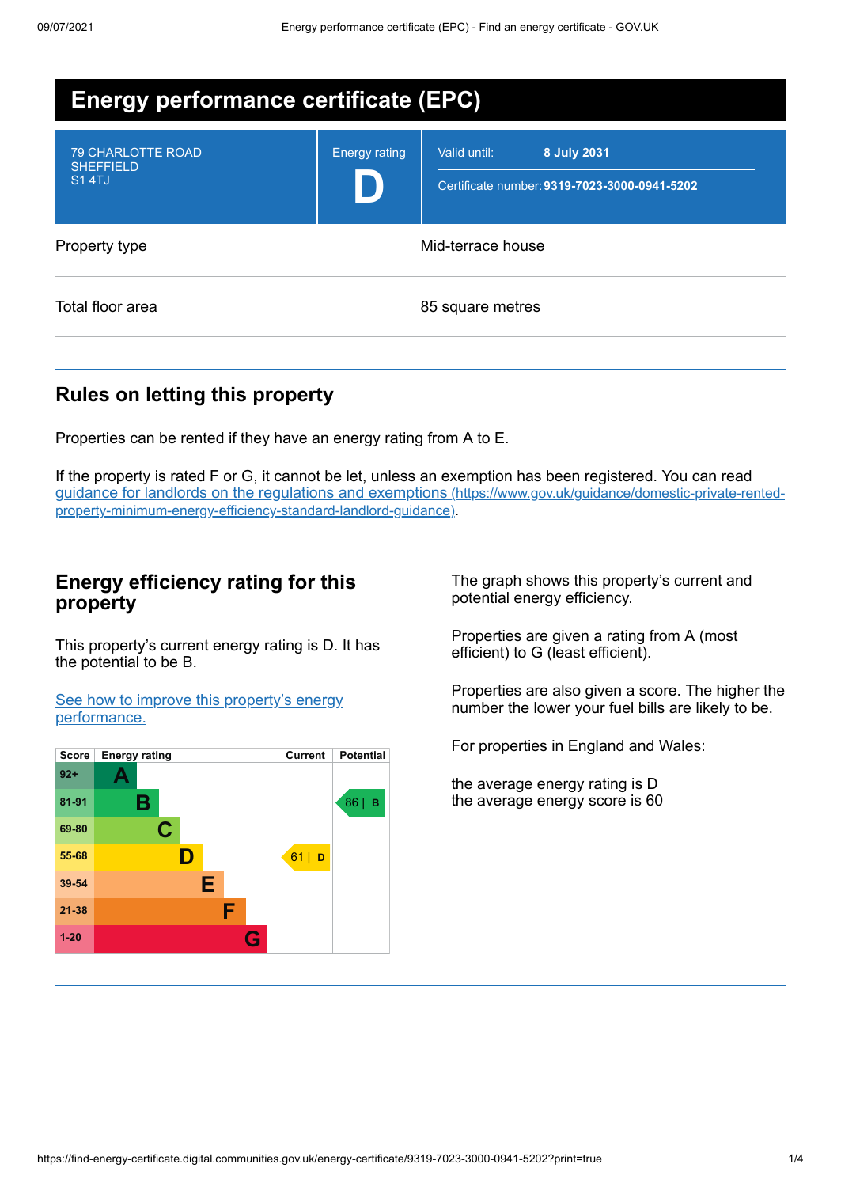# Energy performance certificate (EPC)

| | | |
|---|---|---|
| 79 CHARLOTTE ROAD<br>SHEFFIELD<br>S1 4TJ | Energy rating<br>**D** | Valid until: **8 July 2031**<br>Certificate number: **9319-7023-3000-0941-5202** |

| | |
|---|---|
| Property type | Mid-terrace house |
| Total floor area | 85 square metres |

## Rules on letting this property

Properties can be rented if they have an energy rating from A to E.

If the property is rated F or G, it cannot be let, unless an exemption has been registered. You can read guidance for landlords on the regulations and exemptions (https://www.gov.uk/guidance/domestic-private-rented-property-minimum-energy-efficiency-standard-landlord-guidance).

## Energy efficiency rating for this property

This property's current energy rating is D. It has the potential to be B.

See how to improve this property's energy performance.

| Score | Energy rating | Current | Potential |
|---|---|---|---|
| 92+ | A | | |
| 81-91 | B | | 86 \| B |
| 69-80 | C | | |
| 55-68 | D | 61 \| D | |
| 39-54 | E | | |
| 21-38 | F | | |
| 1-20 | G | | |

The graph shows this property's current and potential energy efficiency.

Properties are given a rating from A (most efficient) to G (least efficient).

Properties are also given a score. The higher the number the lower your fuel bills are likely to be.

For properties in England and Wales:

the average energy rating is D
the average energy score is 60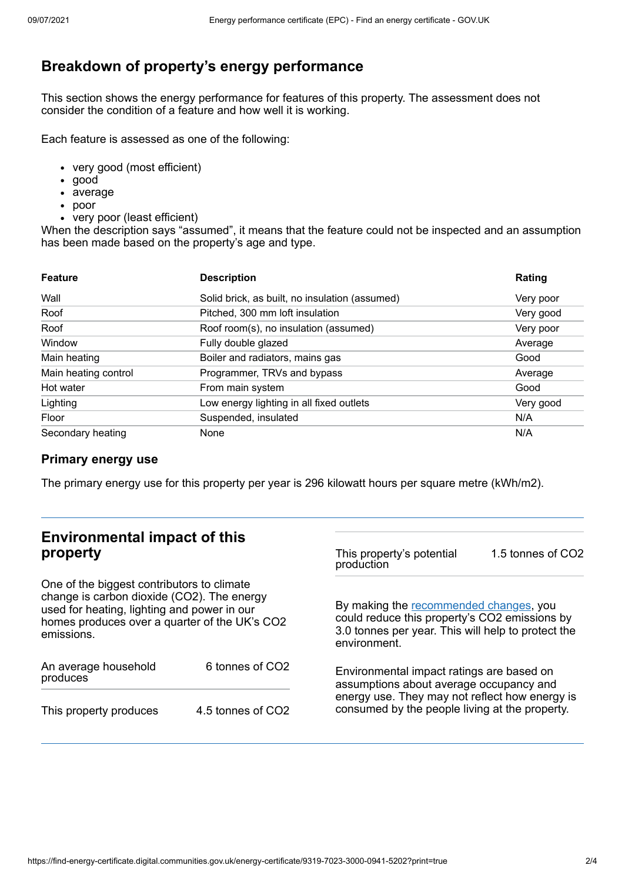## Breakdown of property's energy performance

This section shows the energy performance for features of this property. The assessment does not consider the condition of a feature and how well it is working.

Each feature is assessed as one of the following:

- very good (most efficient)
- good
- average
- poor
- very poor (least efficient)

When the description says "assumed", it means that the feature could not be inspected and an assumption has been made based on the property's age and type.

| Feature | Description | Rating |
|---|---|---|
| Wall | Solid brick, as built, no insulation (assumed) | Very poor |
| Roof | Pitched, 300 mm loft insulation | Very good |
| Roof | Roof room(s), no insulation (assumed) | Very poor |
| Window | Fully double glazed | Average |
| Main heating | Boiler and radiators, mains gas | Good |
| Main heating control | Programmer, TRVs and bypass | Average |
| Hot water | From main system | Good |
| Lighting | Low energy lighting in all fixed outlets | Very good |
| Floor | Suspended, insulated | N/A |
| Secondary heating | None | N/A |

### Primary energy use

The primary energy use for this property per year is 296 kilowatt hours per square metre (kWh/m2).

## Environmental impact of this property

One of the biggest contributors to climate change is carbon dioxide ($CO_2$). The energy used for heating, lighting and power in our homes produces over a quarter of the UK's $CO_2$ emissions.

| | |
|---|---|
| An average household produces | 6 tonnes of $CO_2$ |
| This property produces | 4.5 tonnes of $CO_2$ |
| This property's potential production | 1.5 tonnes of $CO_2$ |

By making the recommended changes, you could reduce this property's $CO_2$ emissions by 3.0 tonnes per year. This will help to protect the environment.

Environmental impact ratings are based on assumptions about average occupancy and energy use. They may not reflect how energy is consumed by the people living at the property.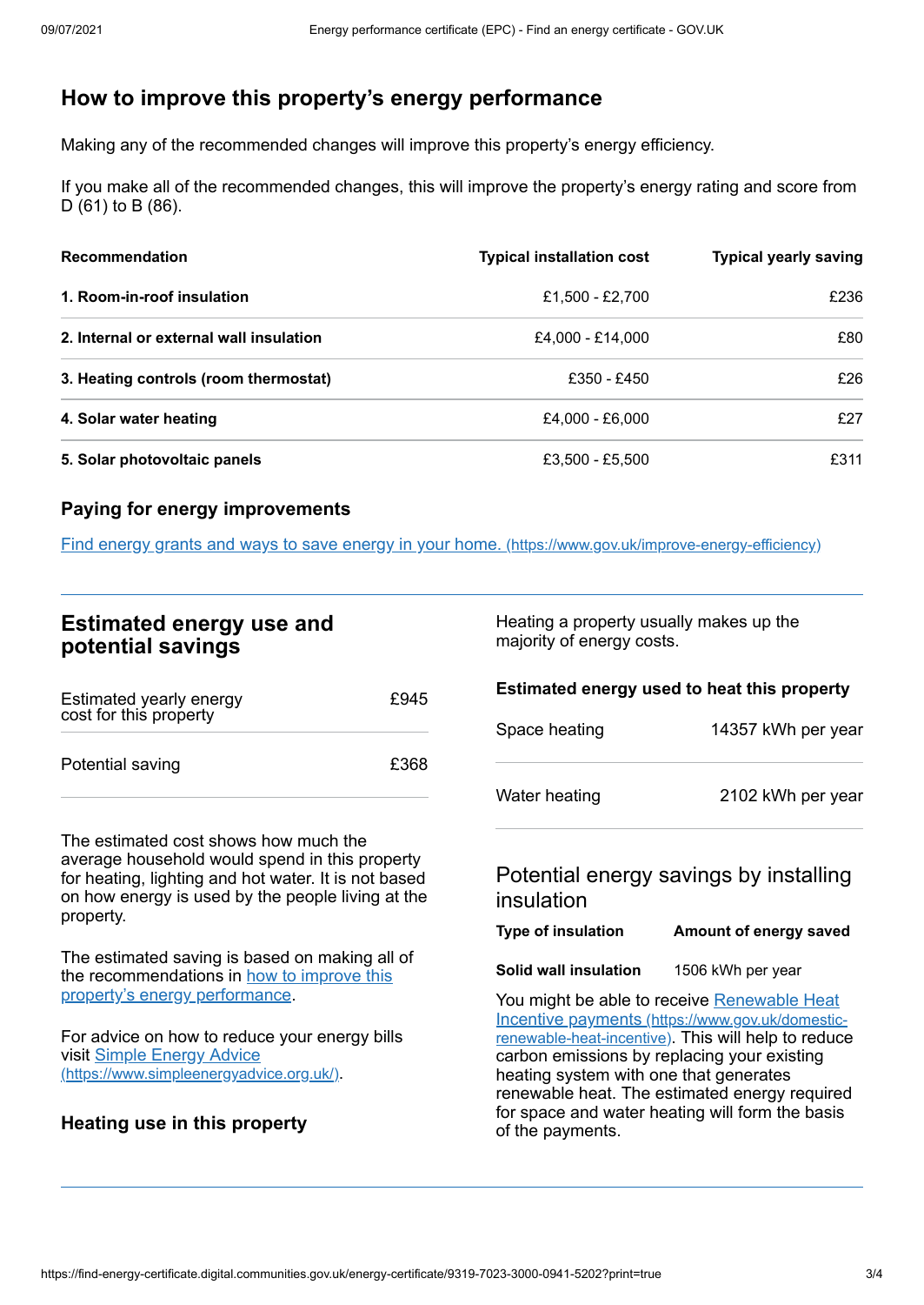## How to improve this property’s energy performance

Making any of the recommended changes will improve this property’s energy efficiency.

If you make all of the recommended changes, this will improve the property’s energy rating and score from D (61) to B (86).

| Recommendation | Typical installation cost | Typical yearly saving |
|---|---|---|
| **1. Room-in-roof insulation** | £1,500 - £2,700 | £236 |
| **2. Internal or external wall insulation** | £4,000 - £14,000 | £80 |
| **3. Heating controls (room thermostat)** | £350 - £450 | £26 |
| **4. Solar water heating** | £4,000 - £6,000 | £27 |
| **5. Solar photovoltaic panels** | £3,500 - £5,500 | £311 |

### Paying for energy improvements

[Find energy grants and ways to save energy in your home. (https://www.gov.uk/improve-energy-efficiency)](https://www.gov.uk/improve-energy-efficiency)

## Estimated energy use and potential savings

| | |
|---|---|
| Estimated yearly energy cost for this property | £945 |
| Potential saving | £368 |

The estimated cost shows how much the average household would spend in this property for heating, lighting and hot water. It is not based on how energy is used by the people living at the property.

The estimated saving is based on making all of the recommendations in how to improve this property’s energy performance.

For advice on how to reduce your energy bills visit [Simple Energy Advice (https://www.simpleenergyadvice.org.uk/)](https://www.simpleenergyadvice.org.uk/).

### Heating use in this property

Heating a property usually makes up the majority of energy costs.

### Estimated energy used to heat this property

| | |
|---|---|
| Space heating | 14357 kWh per year |
| Water heating | 2102 kWh per year |

### Potential energy savings by installing insulation

| Type of insulation | Amount of energy saved |
|---|---|
| **Solid wall insulation** | 1506 kWh per year |

You might be able to receive [Renewable Heat Incentive payments (https://www.gov.uk/domestic-renewable-heat-incentive)](https://www.gov.uk/domestic-renewable-heat-incentive). This will help to reduce carbon emissions by replacing your existing heating system with one that generates renewable heat. The estimated energy required for space and water heating will form the basis of the payments.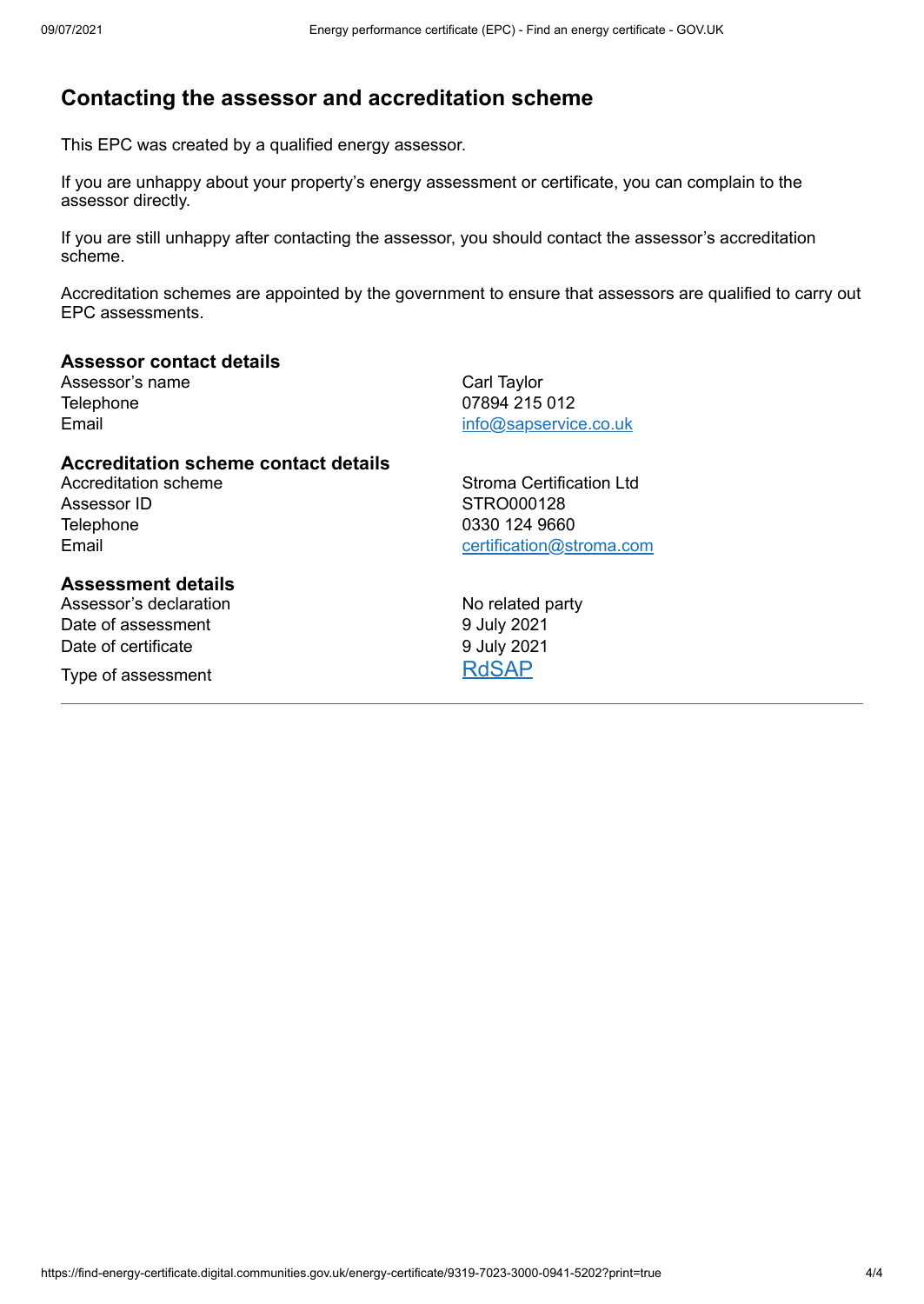## Contacting the assessor and accreditation scheme

This EPC was created by a qualified energy assessor.

If you are unhappy about your property's energy assessment or certificate, you can complain to the assessor directly.

If you are still unhappy after contacting the assessor, you should contact the assessor's accreditation scheme.

Accreditation schemes are appointed by the government to ensure that assessors are qualified to carry out EPC assessments.

### Assessor contact details

| | |
|---|---|
| Assessor's name | Carl Taylor |
| Telephone | 07894 215 012 |
| Email | info@sapservice.co.uk |

### Accreditation scheme contact details

| | |
|---|---|
| Accreditation scheme | Stroma Certification Ltd |
| Assessor ID | STRO000128 |
| Telephone | 0330 124 9660 |
| Email | certification@stroma.com |

### Assessment details

| | |
|---|---|
| Assessor's declaration | No related party |
| Date of assessment | 9 July 2021 |
| Date of certificate | 9 July 2021 |
| Type of assessment | RdSAP |